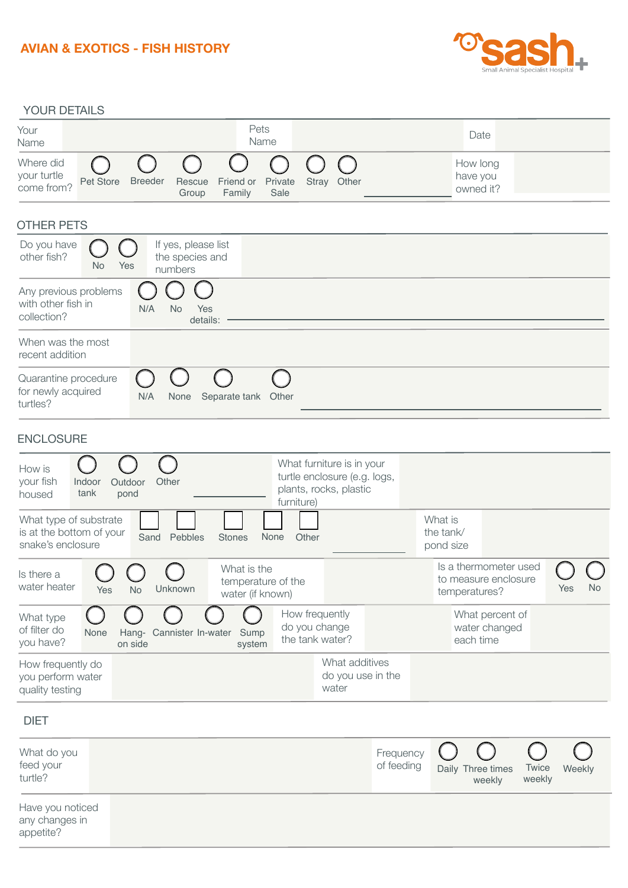# AVIAN & EXOTICS - FISH HISTORY

sash Small Animal Specialist Hospital

## YOUR DETAILS

| Your Name | | Pets Name | | Date | |
|---|---|---|---|---|---|

Where did your turtle come from? ◯ Pet Store ◯ Breeder ◯ Rescue Group ◯ Friend or Family ◯ Private Sale ◯ Stray ◯ Other ______

How long have you owned it?

## OTHER PETS

Do you have other fish? ◯ No ◯ Yes

If yes, please list the species and numbers

Any previous problems with other fish in collection? ◯ N/A ◯ No ◯ Yes details: ______

When was the most recent addition

Quarantine procedure for newly acquired turtles? ◯ N/A ◯ None ◯ Separate tank ◯ Other ______

## ENCLOSURE

How is your fish housed ◯ Indoor tank ◯ Outdoor pond ◯ Other ______

What furniture is in your turtle enclosure (e.g. logs, plants, rocks, plastic furniture)

What type of substrate is at the bottom of your snake's enclosure ☐ Sand ☐ Pebbles ☐ Stones ☐ None ☐ Other ______

What is the tank/ pond size

Is there a water heater ◯ Yes ◯ No ◯ Unknown

What is the temperature of the water (if known)

Is a thermometer used to measure enclosure temperatures? ◯ Yes ◯ No

What type of filter do you have? ◯ None ◯ Hang-on side ◯ Cannister ◯ In-water ◯ Sump system

How frequently do you change the tank water?

What percent of water changed each time

How frequently do you perform water quality testing

What additives do you use in the water

## DIET

What do you feed your turtle?

Frequency of feeding ◯ Daily ◯ Three times weekly ◯ Twice weekly ◯ Weekly

Have you noticed any changes in appetite?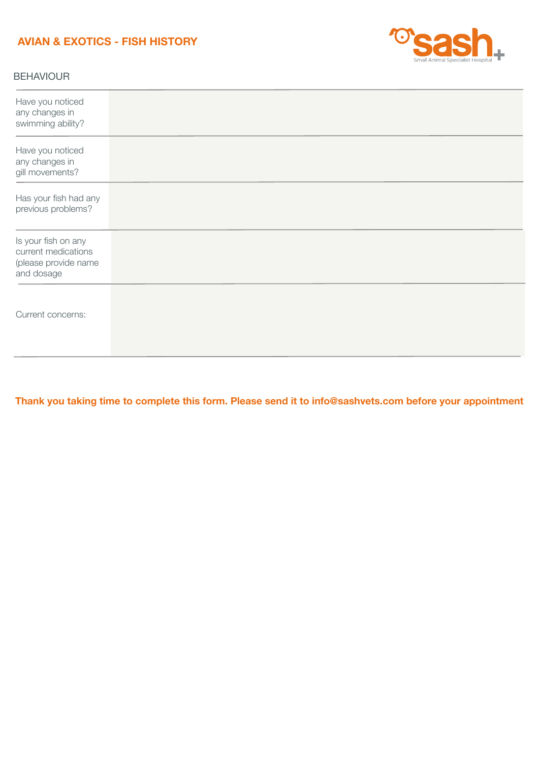# AVIAN & EXOTICS - FISH HISTORY

sash Small Animal Specialist Hospital

## BEHAVIOUR

| | |
|---|---|
| Have you noticed any changes in swimming ability? | |
| Have you noticed any changes in gill movements? | |
| Has your fish had any previous problems? | |
| Is your fish on any current medications (please provide name and dosage | |
| Current concerns: | |

**Thank you taking time to complete this form. Please send it to info@sashvets.com before your appointment**